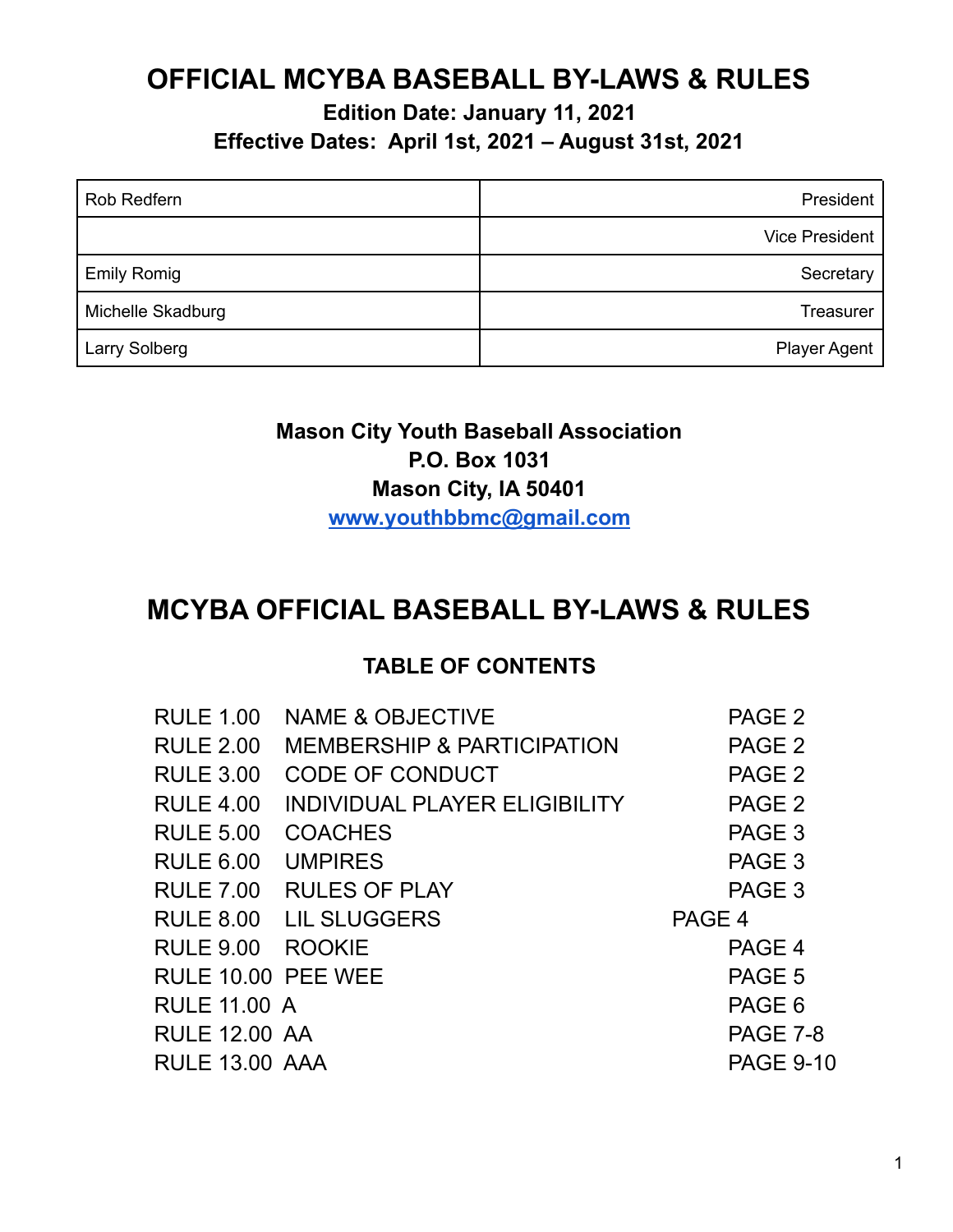# OFFICIAL MCYBA BASEBALL BY-LAWS & RULES

**Edition Date: January 11, 2021**

**Effective Dates: April 1st, 2021 – August 31st, 2021**

| | |
|---|---|
| Rob Redfern | President |
| | Vice President |
| Emily Romig | Secretary |
| Michelle Skadburg | Treasurer |
| Larry Solberg | Player Agent |

**Mason City Youth Baseball Association**
**P.O. Box 1031**
**Mason City, IA 50401**
**[www.youthbbmc@gmail.com](www.youthbbmc@gmail.com)**

# MCYBA OFFICIAL BASEBALL BY-LAWS & RULES

### TABLE OF CONTENTS

| | | |
|---|---|---|
| RULE 1.00 | NAME & OBJECTIVE | PAGE 2 |
| RULE 2.00 | MEMBERSHIP & PARTICIPATION | PAGE 2 |
| RULE 3.00 | CODE OF CONDUCT | PAGE 2 |
| RULE 4.00 | INDIVIDUAL PLAYER ELIGIBILITY | PAGE 2 |
| RULE 5.00 | COACHES | PAGE 3 |
| RULE 6.00 | UMPIRES | PAGE 3 |
| RULE 7.00 | RULES OF PLAY | PAGE 3 |
| RULE 8.00 | LIL SLUGGERS | PAGE 4 |
| RULE 9.00 | ROOKIE | PAGE 4 |
| RULE 10.00 | PEE WEE | PAGE 5 |
| RULE 11.00 | A | PAGE 6 |
| RULE 12.00 | AA | PAGE 7-8 |
| RULE 13.00 | AAA | PAGE 9-10 |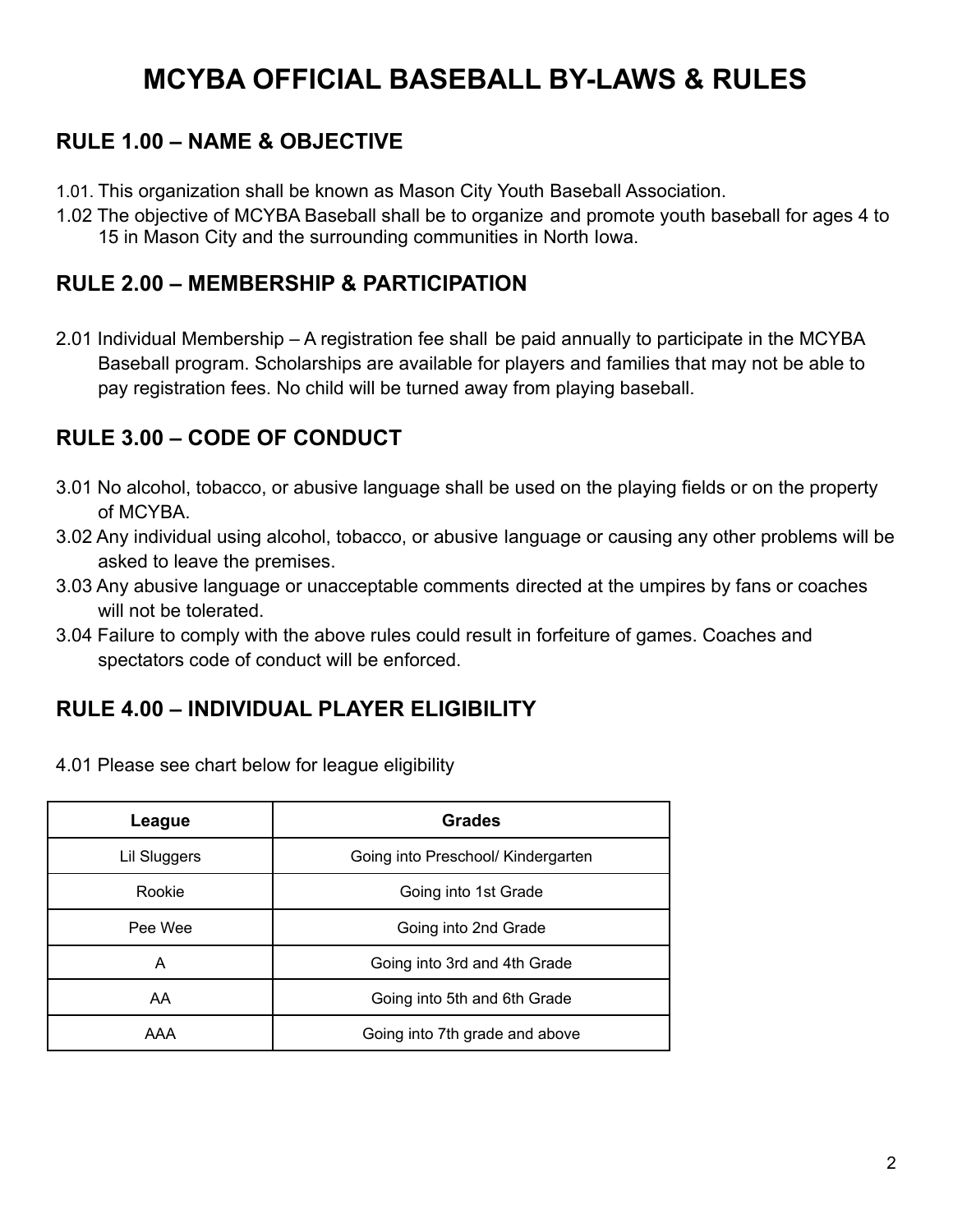# MCYBA OFFICIAL BASEBALL BY-LAWS & RULES

## RULE 1.00 – NAME & OBJECTIVE

1.01. This organization shall be known as Mason City Youth Baseball Association.

1.02 The objective of MCYBA Baseball shall be to organize and promote youth baseball for ages 4 to 15 in Mason City and the surrounding communities in North Iowa.

## RULE 2.00 – MEMBERSHIP & PARTICIPATION

2.01 Individual Membership – A registration fee shall be paid annually to participate in the MCYBA Baseball program. Scholarships are available for players and families that may not be able to pay registration fees. No child will be turned away from playing baseball.

## RULE 3.00 – CODE OF CONDUCT

3.01 No alcohol, tobacco, or abusive language shall be used on the playing fields or on the property of MCYBA.

3.02 Any individual using alcohol, tobacco, or abusive language or causing any other problems will be asked to leave the premises.

3.03 Any abusive language or unacceptable comments directed at the umpires by fans or coaches will not be tolerated.

3.04 Failure to comply with the above rules could result in forfeiture of games. Coaches and spectators code of conduct will be enforced.

## RULE 4.00 – INDIVIDUAL PLAYER ELIGIBILITY

4.01 Please see chart below for league eligibility

| League | Grades |
|---|---|
| Lil Sluggers | Going into Preschool/ Kindergarten |
| Rookie | Going into 1st Grade |
| Pee Wee | Going into 2nd Grade |
| A | Going into 3rd and 4th Grade |
| AA | Going into 5th and 6th Grade |
| AAA | Going into 7th grade and above |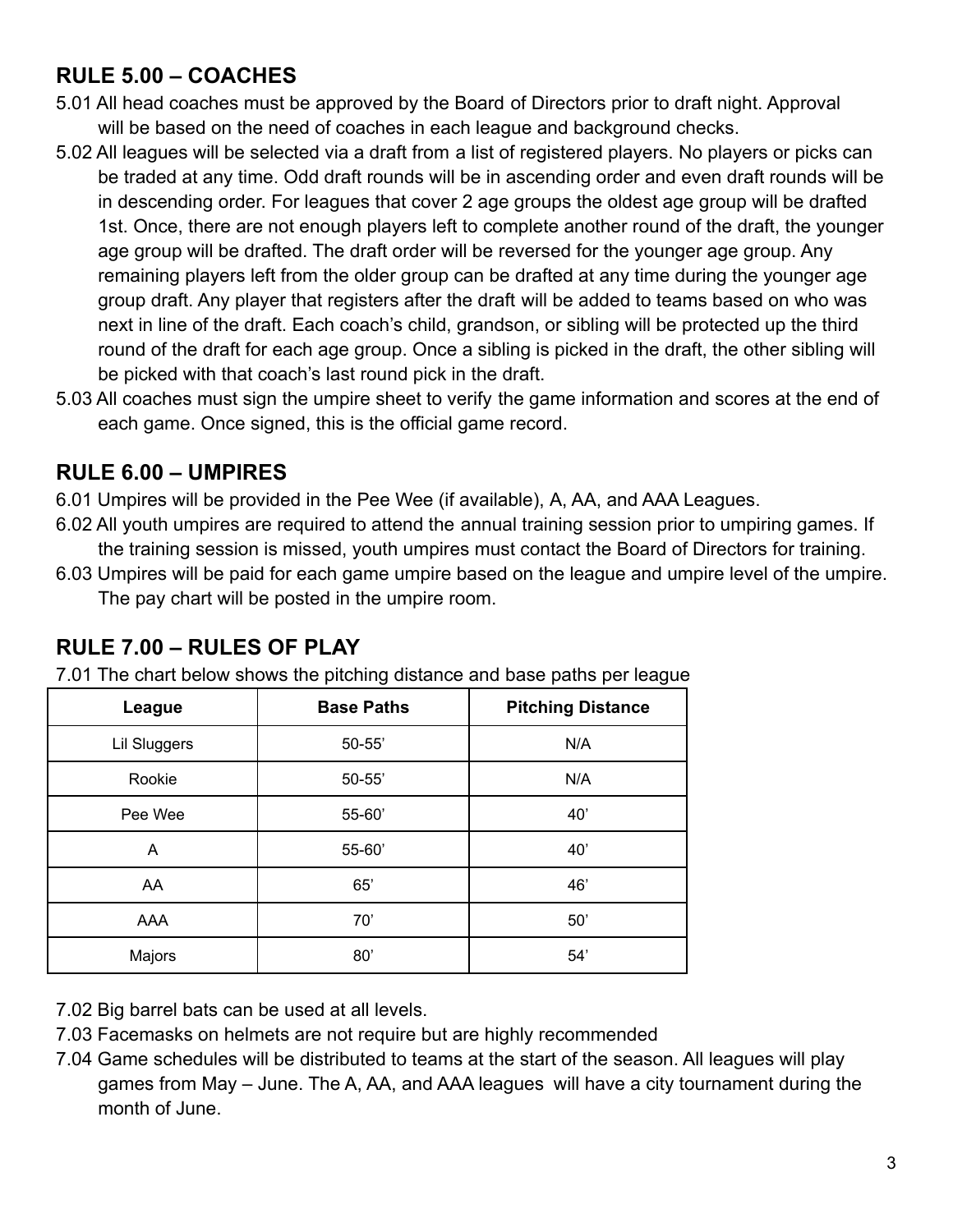## RULE 5.00 – COACHES

5.01 All head coaches must be approved by the Board of Directors prior to draft night. Approval will be based on the need of coaches in each league and background checks.

5.02 All leagues will be selected via a draft from a list of registered players. No players or picks can be traded at any time. Odd draft rounds will be in ascending order and even draft rounds will be in descending order. For leagues that cover 2 age groups the oldest age group will be drafted 1st. Once, there are not enough players left to complete another round of the draft, the younger age group will be drafted. The draft order will be reversed for the younger age group. Any remaining players left from the older group can be drafted at any time during the younger age group draft. Any player that registers after the draft will be added to teams based on who was next in line of the draft. Each coach's child, grandson, or sibling will be protected up the third round of the draft for each age group. Once a sibling is picked in the draft, the other sibling will be picked with that coach's last round pick in the draft.

5.03 All coaches must sign the umpire sheet to verify the game information and scores at the end of each game. Once signed, this is the official game record.

## RULE 6.00 – UMPIRES

6.01 Umpires will be provided in the Pee Wee (if available), A, AA, and AAA Leagues.

6.02 All youth umpires are required to attend the annual training session prior to umpiring games. If the training session is missed, youth umpires must contact the Board of Directors for training.

6.03 Umpires will be paid for each game umpire based on the league and umpire level of the umpire. The pay chart will be posted in the umpire room.

## RULE 7.00 – RULES OF PLAY

7.01 The chart below shows the pitching distance and base paths per league

| League | Base Paths | Pitching Distance |
|---|---|---|
| Lil Sluggers | 50-55' | N/A |
| Rookie | 50-55' | N/A |
| Pee Wee | 55-60' | 40' |
| A | 55-60' | 40' |
| AA | 65' | 46' |
| AAA | 70' | 50' |
| Majors | 80' | 54' |

7.02 Big barrel bats can be used at all levels.

7.03 Facemasks on helmets are not require but are highly recommended

7.04 Game schedules will be distributed to teams at the start of the season. All leagues will play games from May – June. The A, AA, and AAA leagues will have a city tournament during the month of June.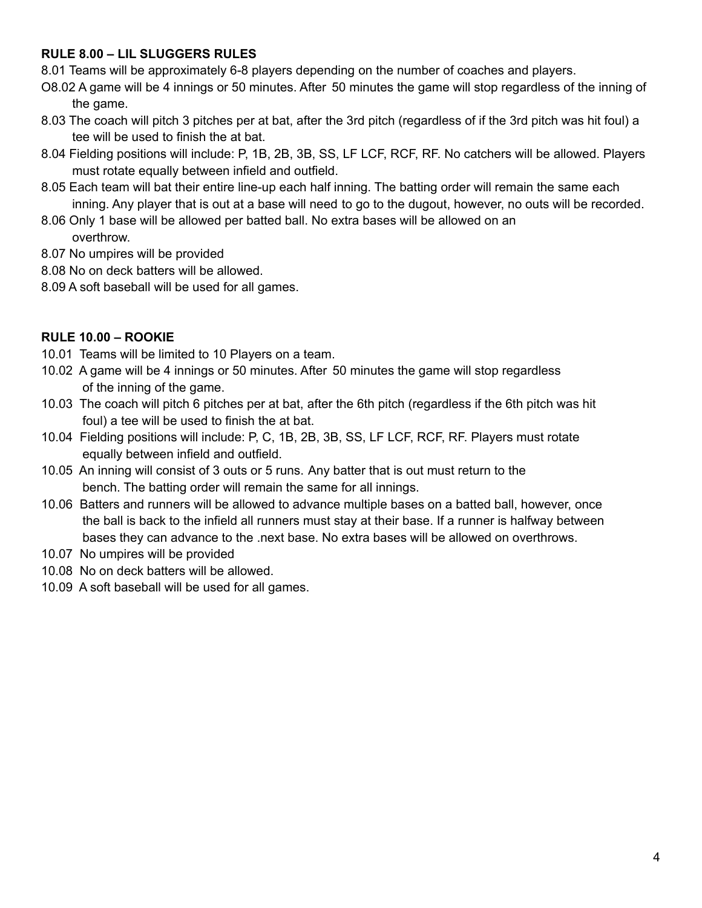**RULE 8.00 – LIL SLUGGERS RULES**

8.01 Teams will be approximately 6-8 players depending on the number of coaches and players.

O8.02 A game will be 4 innings or 50 minutes. After 50 minutes the game will stop regardless of the inning of the game.

8.03 The coach will pitch 3 pitches per at bat, after the 3rd pitch (regardless of if the 3rd pitch was hit foul) a tee will be used to finish the at bat.

8.04 Fielding positions will include: P, 1B, 2B, 3B, SS, LF LCF, RCF, RF. No catchers will be allowed. Players must rotate equally between infield and outfield.

8.05 Each team will bat their entire line-up each half inning. The batting order will remain the same each inning. Any player that is out at a base will need to go to the dugout, however, no outs will be recorded.

8.06 Only 1 base will be allowed per batted ball. No extra bases will be allowed on an overthrow.

8.07 No umpires will be provided

8.08 No on deck batters will be allowed.

8.09 A soft baseball will be used for all games.

**RULE 10.00 – ROOKIE**

10.01 Teams will be limited to 10 Players on a team.

10.02 A game will be 4 innings or 50 minutes. After 50 minutes the game will stop regardless of the inning of the game.

10.03 The coach will pitch 6 pitches per at bat, after the 6th pitch (regardless if the 6th pitch was hit foul) a tee will be used to finish the at bat.

10.04 Fielding positions will include: P, C, 1B, 2B, 3B, SS, LF LCF, RCF, RF. Players must rotate equally between infield and outfield.

10.05 An inning will consist of 3 outs or 5 runs. Any batter that is out must return to the bench. The batting order will remain the same for all innings.

10.06 Batters and runners will be allowed to advance multiple bases on a batted ball, however, once the ball is back to the infield all runners must stay at their base. If a runner is halfway between bases they can advance to the .next base. No extra bases will be allowed on overthrows.

10.07 No umpires will be provided

10.08 No on deck batters will be allowed.

10.09 A soft baseball will be used for all games.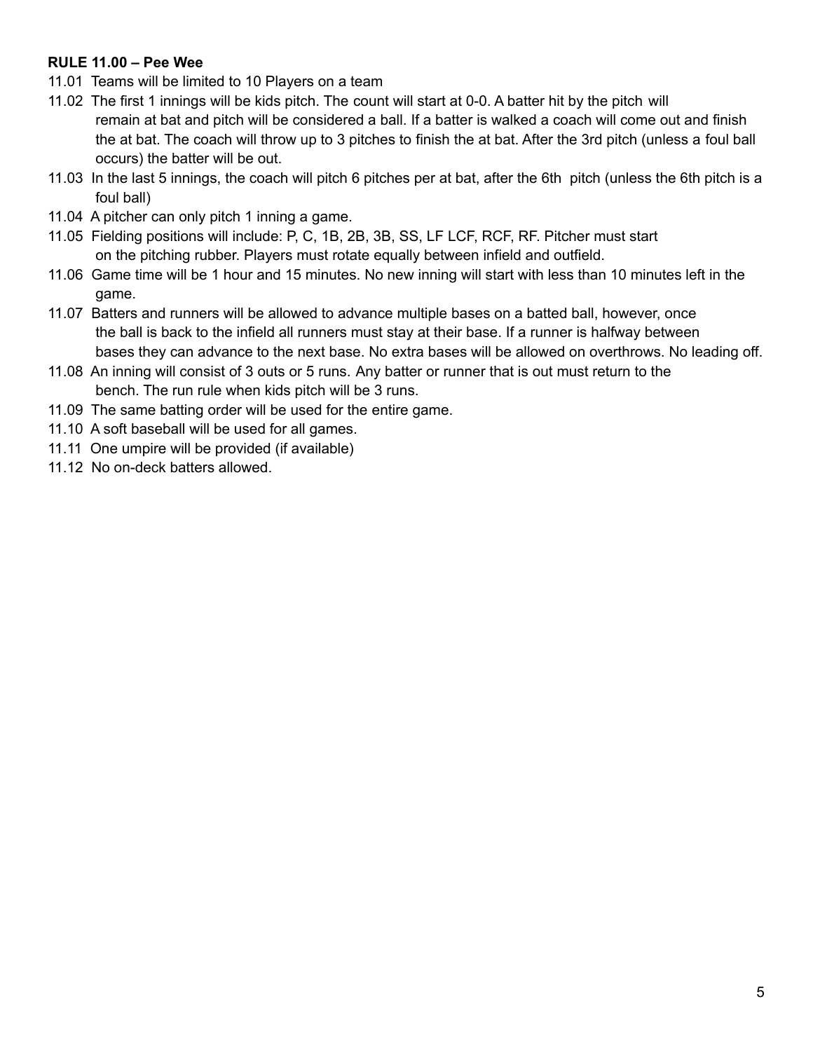**RULE 11.00 – Pee Wee**

11.01 Teams will be limited to 10 Players on a team

11.02 The first 1 innings will be kids pitch. The count will start at 0-0. A batter hit by the pitch will remain at bat and pitch will be considered a ball. If a batter is walked a coach will come out and finish the at bat. The coach will throw up to 3 pitches to finish the at bat. After the 3rd pitch (unless a foul ball occurs) the batter will be out.

11.03 In the last 5 innings, the coach will pitch 6 pitches per at bat, after the 6th pitch (unless the 6th pitch is a foul ball)

11.04 A pitcher can only pitch 1 inning a game.

11.05 Fielding positions will include: P, C, 1B, 2B, 3B, SS, LF LCF, RCF, RF. Pitcher must start on the pitching rubber. Players must rotate equally between infield and outfield.

11.06 Game time will be 1 hour and 15 minutes. No new inning will start with less than 10 minutes left in the game.

11.07 Batters and runners will be allowed to advance multiple bases on a batted ball, however, once the ball is back to the infield all runners must stay at their base. If a runner is halfway between bases they can advance to the next base. No extra bases will be allowed on overthrows. No leading off.

11.08 An inning will consist of 3 outs or 5 runs. Any batter or runner that is out must return to the bench. The run rule when kids pitch will be 3 runs.

11.09 The same batting order will be used for the entire game.

11.10 A soft baseball will be used for all games.

11.11 One umpire will be provided (if available)

11.12 No on-deck batters allowed.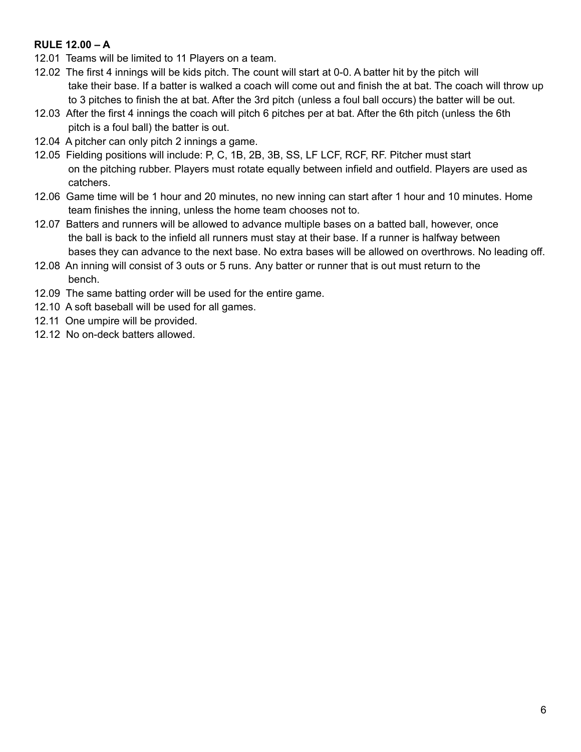**RULE 12.00 – A**

12.01 Teams will be limited to 11 Players on a team.

12.02 The first 4 innings will be kids pitch. The count will start at 0-0. A batter hit by the pitch will take their base. If a batter is walked a coach will come out and finish the at bat. The coach will throw up to 3 pitches to finish the at bat. After the 3rd pitch (unless a foul ball occurs) the batter will be out.

12.03 After the first 4 innings the coach will pitch 6 pitches per at bat. After the 6th pitch (unless the 6th pitch is a foul ball) the batter is out.

12.04 A pitcher can only pitch 2 innings a game.

12.05 Fielding positions will include: P, C, 1B, 2B, 3B, SS, LF LCF, RCF, RF. Pitcher must start on the pitching rubber. Players must rotate equally between infield and outfield. Players are used as catchers.

12.06 Game time will be 1 hour and 20 minutes, no new inning can start after 1 hour and 10 minutes. Home team finishes the inning, unless the home team chooses not to.

12.07 Batters and runners will be allowed to advance multiple bases on a batted ball, however, once the ball is back to the infield all runners must stay at their base. If a runner is halfway between bases they can advance to the next base. No extra bases will be allowed on overthrows. No leading off.

12.08 An inning will consist of 3 outs or 5 runs. Any batter or runner that is out must return to the bench.

12.09 The same batting order will be used for the entire game.

12.10 A soft baseball will be used for all games.

12.11 One umpire will be provided.

12.12 No on-deck batters allowed.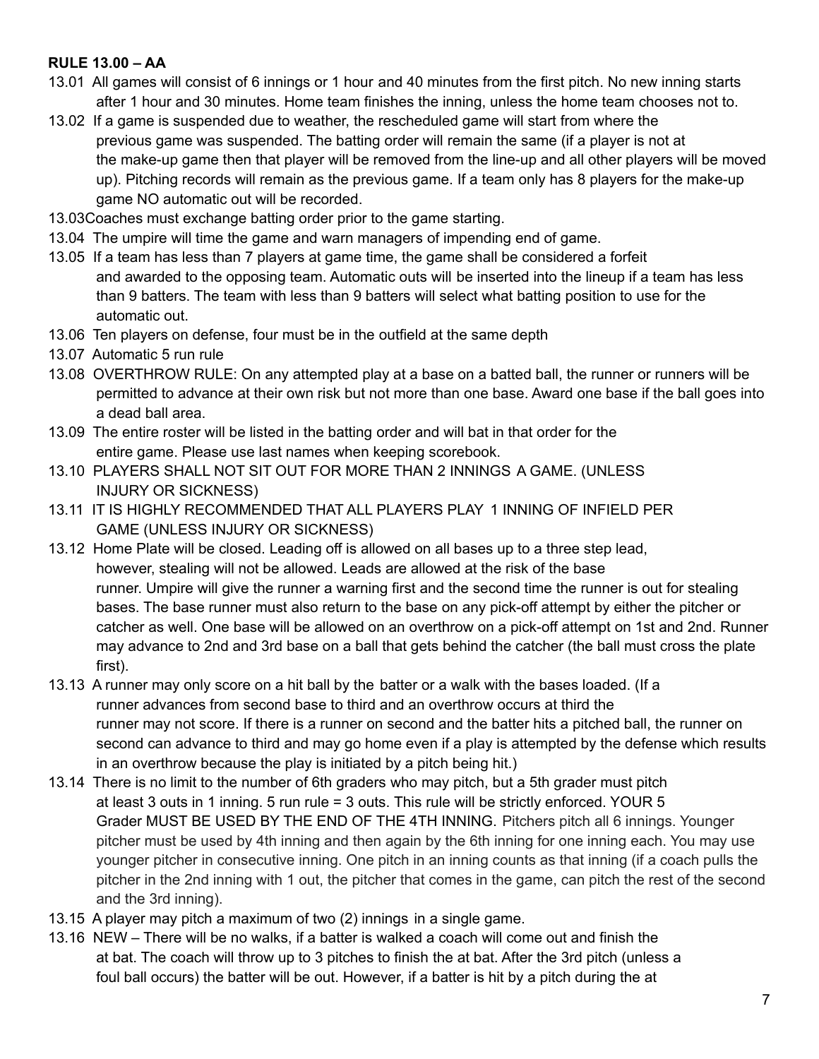**RULE 13.00 – AA**

13.01 All games will consist of 6 innings or 1 hour and 40 minutes from the first pitch. No new inning starts after 1 hour and 30 minutes. Home team finishes the inning, unless the home team chooses not to.

13.02 If a game is suspended due to weather, the rescheduled game will start from where the previous game was suspended. The batting order will remain the same (if a player is not at the make-up game then that player will be removed from the line-up and all other players will be moved up). Pitching records will remain as the previous game. If a team only has 8 players for the make-up game NO automatic out will be recorded.

13.03Coaches must exchange batting order prior to the game starting.

13.04 The umpire will time the game and warn managers of impending end of game.

13.05 If a team has less than 7 players at game time, the game shall be considered a forfeit and awarded to the opposing team. Automatic outs will be inserted into the lineup if a team has less than 9 batters. The team with less than 9 batters will select what batting position to use for the automatic out.

13.06 Ten players on defense, four must be in the outfield at the same depth

13.07 Automatic 5 run rule

13.08 OVERTHROW RULE: On any attempted play at a base on a batted ball, the runner or runners will be permitted to advance at their own risk but not more than one base. Award one base if the ball goes into a dead ball area.

13.09 The entire roster will be listed in the batting order and will bat in that order for the entire game. Please use last names when keeping scorebook.

13.10 PLAYERS SHALL NOT SIT OUT FOR MORE THAN 2 INNINGS A GAME. (UNLESS INJURY OR SICKNESS)

13.11 IT IS HIGHLY RECOMMENDED THAT ALL PLAYERS PLAY 1 INNING OF INFIELD PER GAME (UNLESS INJURY OR SICKNESS)

13.12 Home Plate will be closed. Leading off is allowed on all bases up to a three step lead, however, stealing will not be allowed. Leads are allowed at the risk of the base runner. Umpire will give the runner a warning first and the second time the runner is out for stealing bases. The base runner must also return to the base on any pick-off attempt by either the pitcher or catcher as well. One base will be allowed on an overthrow on a pick-off attempt on 1st and 2nd. Runner may advance to 2nd and 3rd base on a ball that gets behind the catcher (the ball must cross the plate first).

13.13 A runner may only score on a hit ball by the batter or a walk with the bases loaded. (If a runner advances from second base to third and an overthrow occurs at third the runner may not score. If there is a runner on second and the batter hits a pitched ball, the runner on second can advance to third and may go home even if a play is attempted by the defense which results in an overthrow because the play is initiated by a pitch being hit.)

13.14 There is no limit to the number of 6th graders who may pitch, but a 5th grader must pitch at least 3 outs in 1 inning. 5 run rule = 3 outs. This rule will be strictly enforced. YOUR 5 Grader MUST BE USED BY THE END OF THE 4TH INNING. Pitchers pitch all 6 innings. Younger pitcher must be used by 4th inning and then again by the 6th inning for one inning each. You may use younger pitcher in consecutive inning. One pitch in an inning counts as that inning (if a coach pulls the pitcher in the 2nd inning with 1 out, the pitcher that comes in the game, can pitch the rest of the second and the 3rd inning).

13.15 A player may pitch a maximum of two (2) innings in a single game.

13.16 NEW – There will be no walks, if a batter is walked a coach will come out and finish the at bat. The coach will throw up to 3 pitches to finish the at bat. After the 3rd pitch (unless a foul ball occurs) the batter will be out. However, if a batter is hit by a pitch during the at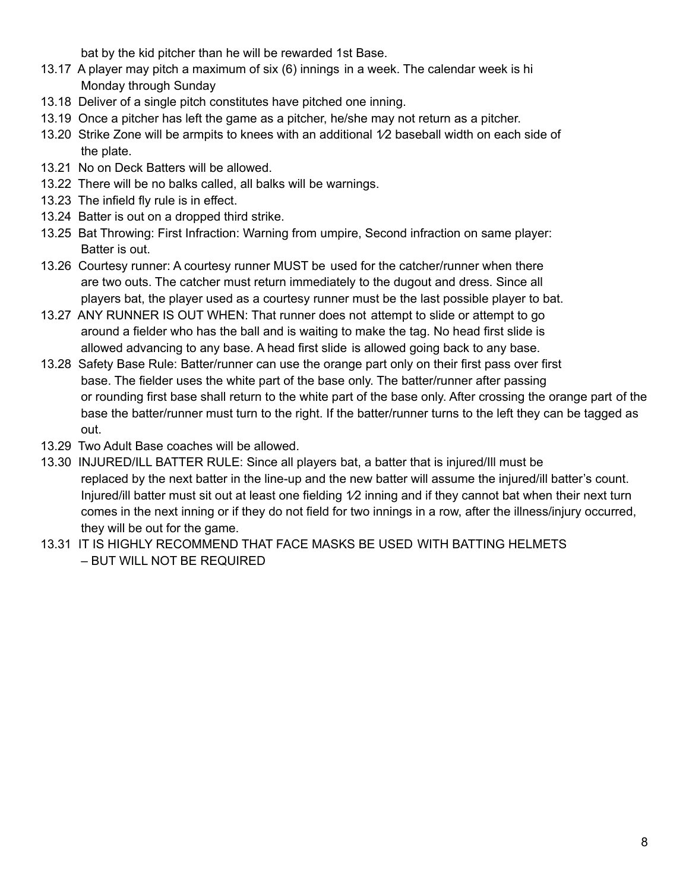bat by the kid pitcher than he will be rewarded 1st Base.

13.17 A player may pitch a maximum of six (6) innings in a week. The calendar week is hi Monday through Sunday

13.18 Deliver of a single pitch constitutes have pitched one inning.

13.19 Once a pitcher has left the game as a pitcher, he/she may not return as a pitcher.

13.20 Strike Zone will be armpits to knees with an additional ½ baseball width on each side of the plate.

13.21 No on Deck Batters will be allowed.

13.22 There will be no balks called, all balks will be warnings.

13.23 The infield fly rule is in effect.

13.24 Batter is out on a dropped third strike.

13.25 Bat Throwing: First Infraction: Warning from umpire, Second infraction on same player: Batter is out.

13.26 Courtesy runner: A courtesy runner MUST be used for the catcher/runner when there are two outs. The catcher must return immediately to the dugout and dress. Since all players bat, the player used as a courtesy runner must be the last possible player to bat.

13.27 ANY RUNNER IS OUT WHEN: That runner does not attempt to slide or attempt to go around a fielder who has the ball and is waiting to make the tag. No head first slide is allowed advancing to any base. A head first slide is allowed going back to any base.

13.28 Safety Base Rule: Batter/runner can use the orange part only on their first pass over first base. The fielder uses the white part of the base only. The batter/runner after passing or rounding first base shall return to the white part of the base only. After crossing the orange part of the base the batter/runner must turn to the right. If the batter/runner turns to the left they can be tagged as out.

13.29 Two Adult Base coaches will be allowed.

13.30 INJURED/ILL BATTER RULE: Since all players bat, a batter that is injured/Ill must be replaced by the next batter in the line-up and the new batter will assume the injured/ill batter's count. Injured/ill batter must sit out at least one fielding ½ inning and if they cannot bat when their next turn comes in the next inning or if they do not field for two innings in a row, after the illness/injury occurred, they will be out for the game.

13.31 IT IS HIGHLY RECOMMEND THAT FACE MASKS BE USED WITH BATTING HELMETS – BUT WILL NOT BE REQUIRED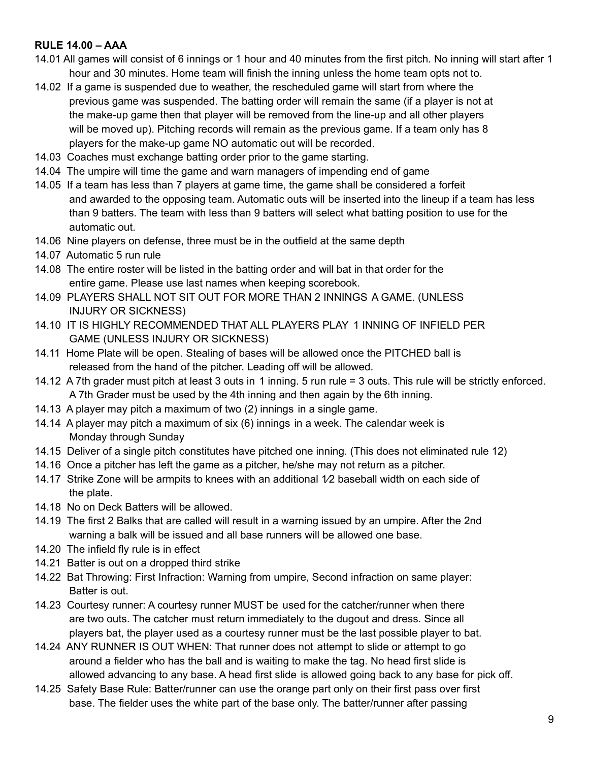**RULE 14.00 – AAA**

14.01 All games will consist of 6 innings or 1 hour and 40 minutes from the first pitch. No inning will start after 1 hour and 30 minutes. Home team will finish the inning unless the home team opts not to.

14.02 If a game is suspended due to weather, the rescheduled game will start from where the previous game was suspended. The batting order will remain the same (if a player is not at the make-up game then that player will be removed from the line-up and all other players will be moved up). Pitching records will remain as the previous game. If a team only has 8 players for the make-up game NO automatic out will be recorded.

14.03 Coaches must exchange batting order prior to the game starting.

14.04 The umpire will time the game and warn managers of impending end of game

14.05 If a team has less than 7 players at game time, the game shall be considered a forfeit and awarded to the opposing team. Automatic outs will be inserted into the lineup if a team has less than 9 batters. The team with less than 9 batters will select what batting position to use for the automatic out.

14.06 Nine players on defense, three must be in the outfield at the same depth

14.07 Automatic 5 run rule

14.08 The entire roster will be listed in the batting order and will bat in that order for the entire game. Please use last names when keeping scorebook.

14.09 PLAYERS SHALL NOT SIT OUT FOR MORE THAN 2 INNINGS A GAME. (UNLESS INJURY OR SICKNESS)

14.10 IT IS HIGHLY RECOMMENDED THAT ALL PLAYERS PLAY 1 INNING OF INFIELD PER GAME (UNLESS INJURY OR SICKNESS)

14.11 Home Plate will be open. Stealing of bases will be allowed once the PITCHED ball is released from the hand of the pitcher. Leading off will be allowed.

14.12 A 7th grader must pitch at least 3 outs in 1 inning. 5 run rule = 3 outs. This rule will be strictly enforced. A 7th Grader must be used by the 4th inning and then again by the 6th inning.

14.13 A player may pitch a maximum of two (2) innings in a single game.

14.14 A player may pitch a maximum of six (6) innings in a week. The calendar week is Monday through Sunday

14.15 Deliver of a single pitch constitutes have pitched one inning. (This does not eliminated rule 12)

14.16 Once a pitcher has left the game as a pitcher, he/she may not return as a pitcher.

14.17 Strike Zone will be armpits to knees with an additional 1⁄2 baseball width on each side of the plate.

14.18 No on Deck Batters will be allowed.

14.19 The first 2 Balks that are called will result in a warning issued by an umpire. After the 2nd warning a balk will be issued and all base runners will be allowed one base.

14.20 The infield fly rule is in effect

14.21 Batter is out on a dropped third strike

14.22 Bat Throwing: First Infraction: Warning from umpire, Second infraction on same player: Batter is out.

14.23 Courtesy runner: A courtesy runner MUST be used for the catcher/runner when there are two outs. The catcher must return immediately to the dugout and dress. Since all players bat, the player used as a courtesy runner must be the last possible player to bat.

14.24 ANY RUNNER IS OUT WHEN: That runner does not attempt to slide or attempt to go around a fielder who has the ball and is waiting to make the tag. No head first slide is allowed advancing to any base. A head first slide is allowed going back to any base for pick off.

14.25 Safety Base Rule: Batter/runner can use the orange part only on their first pass over first base. The fielder uses the white part of the base only. The batter/runner after passing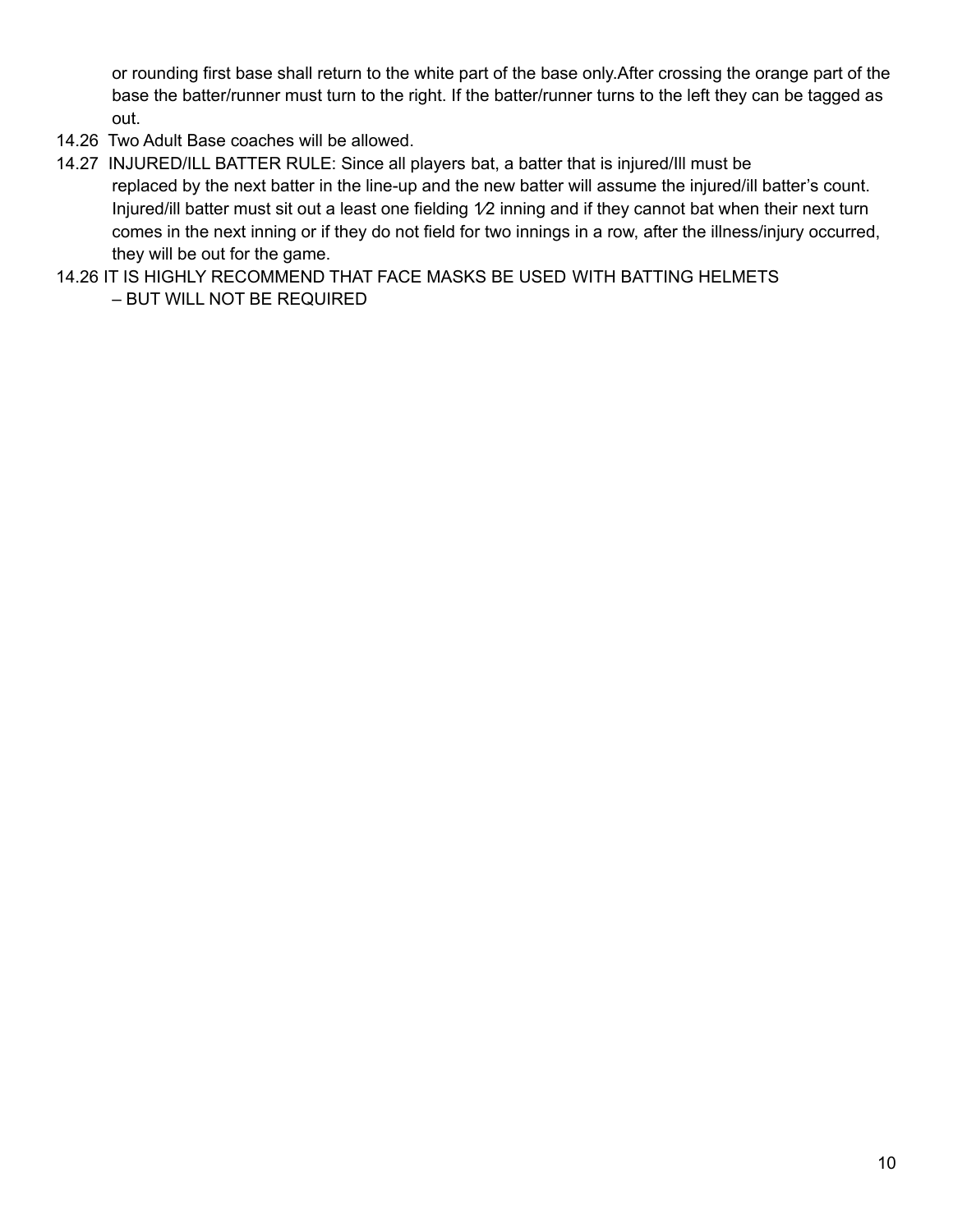or rounding first base shall return to the white part of the base only.After crossing the orange part of the base the batter/runner must turn to the right. If the batter/runner turns to the left they can be tagged as out.

14.26 Two Adult Base coaches will be allowed.

14.27 INJURED/ILL BATTER RULE: Since all players bat, a batter that is injured/Ill must be replaced by the next batter in the line-up and the new batter will assume the injured/ill batter's count. Injured/ill batter must sit out a least one fielding 1⁄2 inning and if they cannot bat when their next turn comes in the next inning or if they do not field for two innings in a row, after the illness/injury occurred, they will be out for the game.

14.26 IT IS HIGHLY RECOMMEND THAT FACE MASKS BE USED WITH BATTING HELMETS – BUT WILL NOT BE REQUIRED